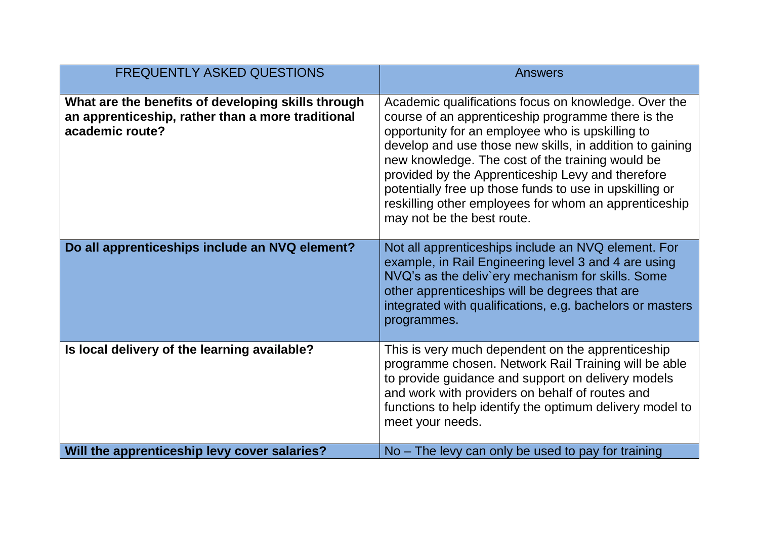| FREQUENTLY ASKED QUESTIONS | Answers |
| --- | --- |
| **What are the benefits of developing skills through an apprenticeship, rather than a more traditional academic route?** | Academic qualifications focus on knowledge. Over the course of an apprenticeship programme there is the opportunity for an employee who is upskilling to develop and use those new skills, in addition to gaining new knowledge. The cost of the training would be provided by the Apprenticeship Levy and therefore potentially free up those funds to use in upskilling or reskilling other employees for whom an apprenticeship may not be the best route. |
| **Do all apprenticeships include an NVQ element?** | Not all apprenticeships include an NVQ element. For example, in Rail Engineering level 3 and 4 are using NVQ's as the deliv`ery mechanism for skills. Some other apprenticeships will be degrees that are integrated with qualifications, e.g. bachelors or masters programmes. |
| **Is local delivery of the learning available?** | This is very much dependent on the apprenticeship programme chosen. Network Rail Training will be able to provide guidance and support on delivery models and work with providers on behalf of routes and functions to help identify the optimum delivery model to meet your needs. |
| **Will the apprenticeship levy cover salaries?** | No – The levy can only be used to pay for training |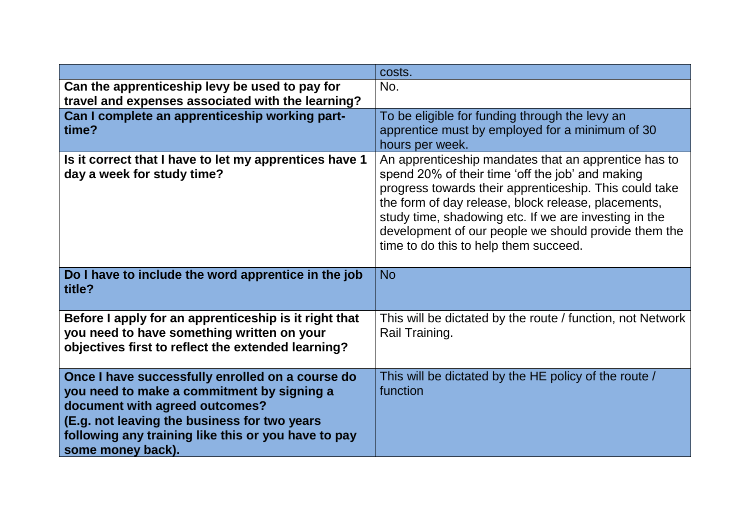| | |
|---|---|
| | costs. |
| **Can the apprenticeship levy be used to pay for travel and expenses associated with the learning?** | No. |
| **Can I complete an apprenticeship working part-time?** | To be eligible for funding through the levy an apprentice must by employed for a minimum of 30 hours per week. |
| **Is it correct that I have to let my apprentices have 1 day a week for study time?** | An apprenticeship mandates that an apprentice has to spend 20% of their time 'off the job' and making progress towards their apprenticeship. This could take the form of day release, block release, placements, study time, shadowing etc. If we are investing in the development of our people we should provide them the time to do this to help them succeed. |
| **Do I have to include the word apprentice in the job title?** | No |
| **Before I apply for an apprenticeship is it right that you need to have something written on your objectives first to reflect the extended learning?** | This will be dictated by the route / function, not Network Rail Training. |
| **Once I have successfully enrolled on a course do you need to make a commitment by signing a document with agreed outcomes? (E.g. not leaving the business for two years following any training like this or you have to pay some money back).** | This will be dictated by the HE policy of the route / function |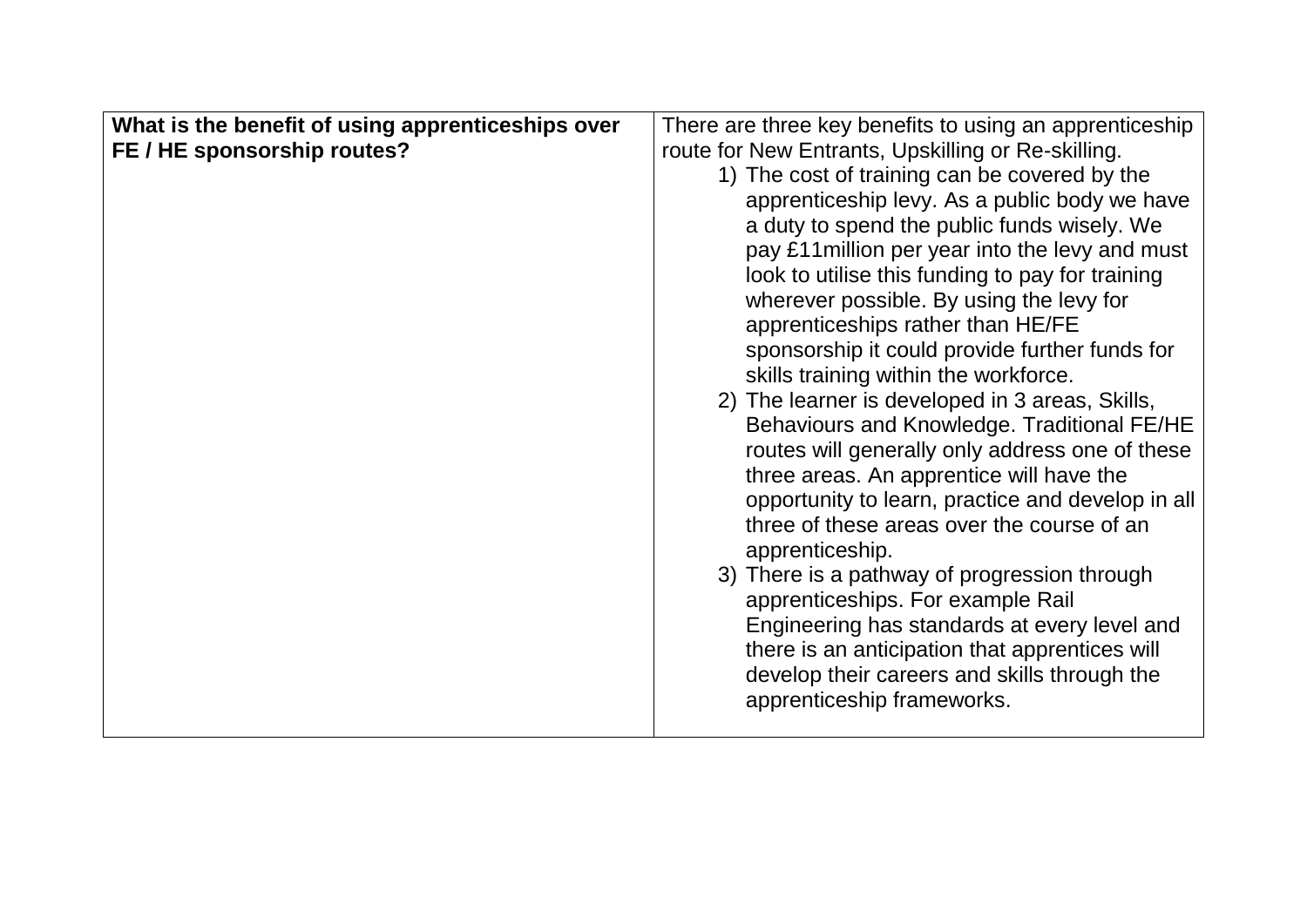| **What is the benefit of using apprenticeships over FE / HE sponsorship routes?** | There are three key benefits to using an apprenticeship route for New Entrants, Upskilling or Re-skilling.<br>1) The cost of training can be covered by the apprenticeship levy. As a public body we have a duty to spend the public funds wisely. We pay £11million per year into the levy and must look to utilise this funding to pay for training wherever possible. By using the levy for apprenticeships rather than HE/FE sponsorship it could provide further funds for skills training within the workforce.<br>2) The learner is developed in 3 areas, Skills, Behaviours and Knowledge. Traditional FE/HE routes will generally only address one of these three areas. An apprentice will have the opportunity to learn, practice and develop in all three of these areas over the course of an apprenticeship.<br>3) There is a pathway of progression through apprenticeships. For example Rail Engineering has standards at every level and there is an anticipation that apprentices will develop their careers and skills through the apprenticeship frameworks. |
|---|---|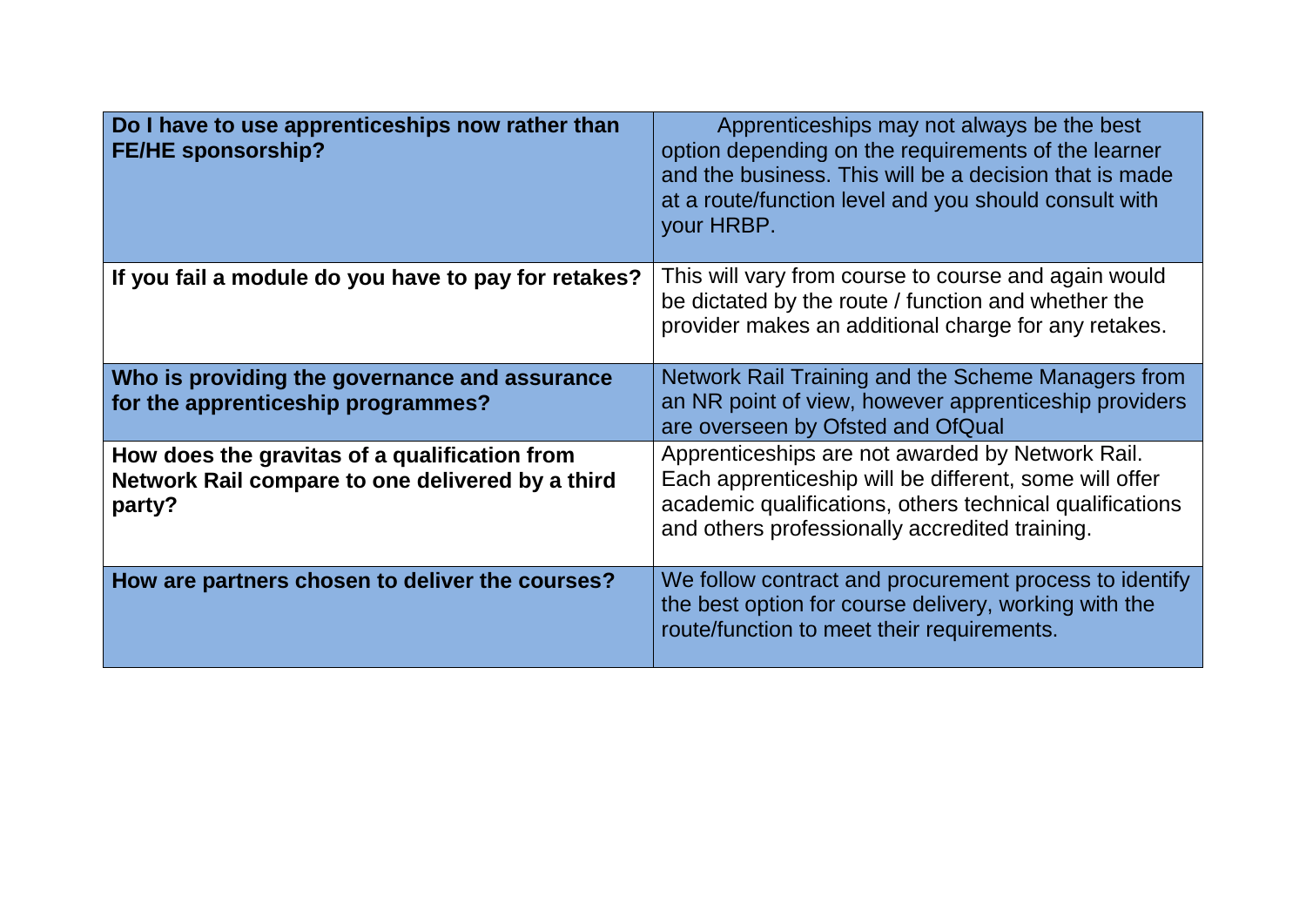| | |
|---|---|
| **Do I have to use apprenticeships now rather than FE/HE sponsorship?** | Apprenticeships may not always be the best option depending on the requirements of the learner and the business. This will be a decision that is made at a route/function level and you should consult with your HRBP. |
| **If you fail a module do you have to pay for retakes?** | This will vary from course to course and again would be dictated by the route / function and whether the provider makes an additional charge for any retakes. |
| **Who is providing the governance and assurance for the apprenticeship programmes?** | Network Rail Training and the Scheme Managers from an NR point of view, however apprenticeship providers are overseen by Ofsted and OfQual |
| **How does the gravitas of a qualification from Network Rail compare to one delivered by a third party?** | Apprenticeships are not awarded by Network Rail. Each apprenticeship will be different, some will offer academic qualifications, others technical qualifications and others professionally accredited training. |
| **How are partners chosen to deliver the courses?** | We follow contract and procurement process to identify the best option for course delivery, working with the route/function to meet their requirements. |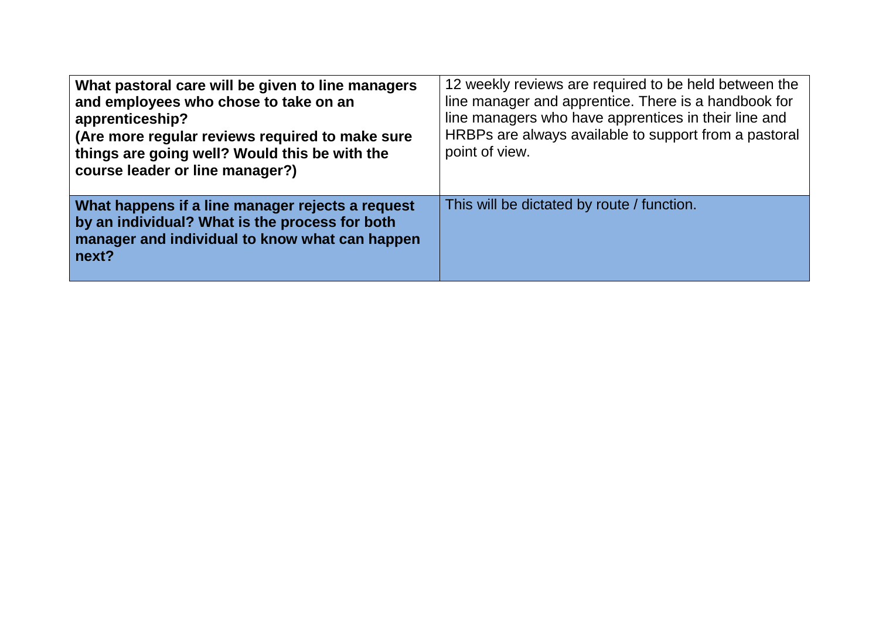| | |
|---|---|
| **What pastoral care will be given to line managers and employees who chose to take on an apprenticeship? (Are more regular reviews required to make sure things are going well? Would this be with the course leader or line manager?)** | 12 weekly reviews are required to be held between the line manager and apprentice. There is a handbook for line managers who have apprentices in their line and HRBPs are always available to support from a pastoral point of view. |
| **What happens if a line manager rejects a request by an individual? What is the process for both manager and individual to know what can happen next?** | This will be dictated by route / function. |